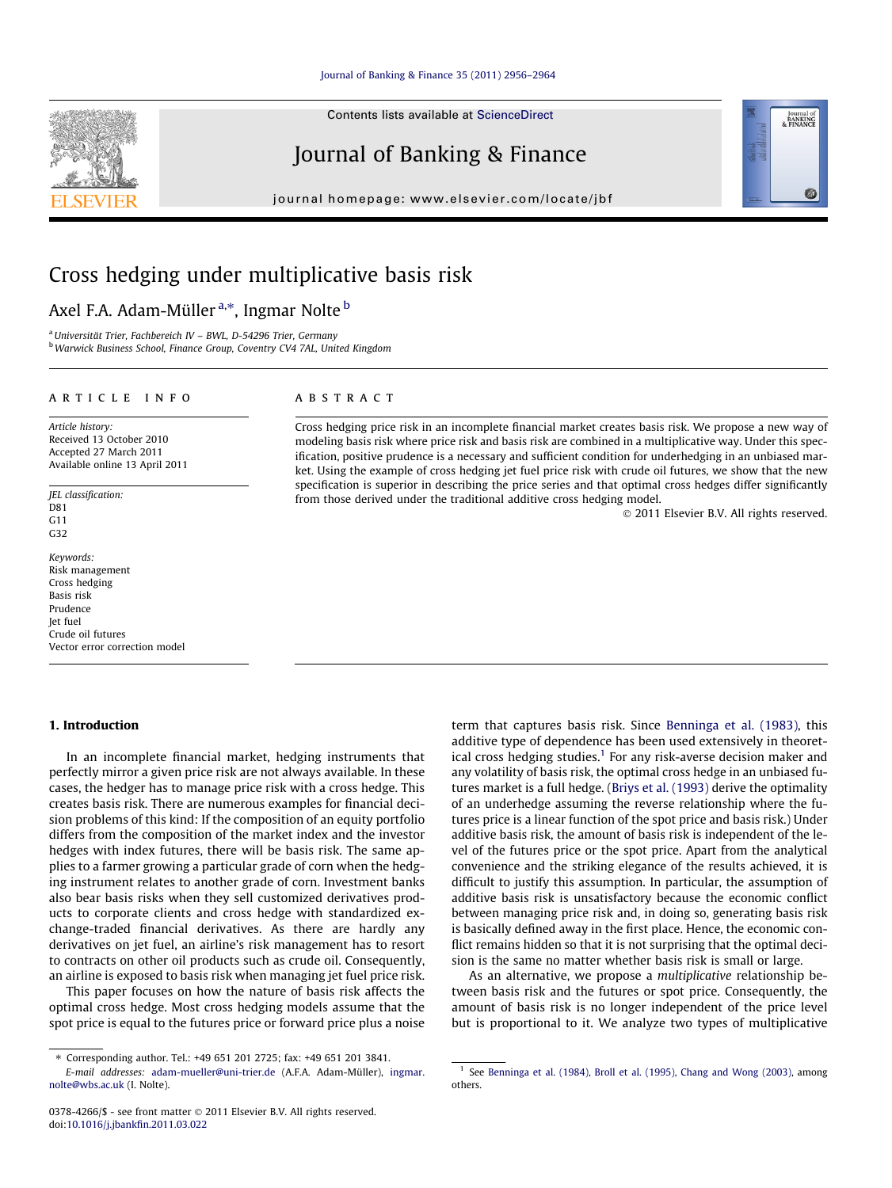# Cross hedging under multiplicative basis risk

Axel F.A. Adam-Müller [a,*], Ingmar Nolte [b]

[a] Universität Trier, Fachbereich IV – BWL, D-54296 Trier, Germany
[b] Warwick Business School, Finance Group, Coventry CV4 7AL, United Kingdom

## ARTICLE INFO

*Article history:*
Received 13 October 2010
Accepted 27 March 2011
Available online 13 April 2011

*JEL classification:*
D81
G11
G32

*Keywords:*
Risk management
Cross hedging
Basis risk
Prudence
Jet fuel
Crude oil futures
Vector error correction model

## ABSTRACT

Cross hedging price risk in an incomplete financial market creates basis risk. We propose a new way of modeling basis risk where price risk and basis risk are combined in a multiplicative way. Under this specification, positive prudence is a necessary and sufficient condition for underhedging in an unbiased market. Using the example of cross hedging jet fuel price risk with crude oil futures, we show that the new specification is superior in describing the price series and that optimal cross hedges differ significantly from those derived under the traditional additive cross hedging model.

© 2011 Elsevier B.V. All rights reserved.

## 1. Introduction

In an incomplete financial market, hedging instruments that perfectly mirror a given price risk are not always available. In these cases, the hedger has to manage price risk with a cross hedge. This creates basis risk. There are numerous examples for financial decision problems of this kind: If the composition of an equity portfolio differs from the composition of the market index and the investor hedges with index futures, there will be basis risk. The same applies to a farmer growing a particular grade of corn when the hedging instrument relates to another grade of corn. Investment banks also bear basis risks when they sell customized derivatives products to corporate clients and cross hedge with standardized exchange-traded financial derivatives. As there are hardly any derivatives on jet fuel, an airline's risk management has to resort to contracts on other oil products such as crude oil. Consequently, an airline is exposed to basis risk when managing jet fuel price risk.

This paper focuses on how the nature of basis risk affects the optimal cross hedge. Most cross hedging models assume that the spot price is equal to the futures price or forward price plus a noise term that captures basis risk. Since Benninga et al. (1983), this additive type of dependence has been used extensively in theoretical cross hedging studies.[1] For any risk-averse decision maker and any volatility of basis risk, the optimal cross hedge in an unbiased futures market is a full hedge. (Briys et al. (1993) derive the optimality of an underhedge assuming the reverse relationship where the futures price is a linear function of the spot price and basis risk.) Under additive basis risk, the amount of basis risk is independent of the level of the futures price or the spot price. Apart from the analytical convenience and the striking elegance of the results achieved, it is difficult to justify this assumption. In particular, the assumption of additive basis risk is unsatisfactory because the economic conflict between managing price risk and, in doing so, generating basis risk is basically defined away in the first place. Hence, the economic conflict remains hidden so that it is not surprising that the optimal decision is the same no matter whether basis risk is small or large.

As an alternative, we propose a *multiplicative* relationship between basis risk and the futures or spot price. Consequently, the amount of basis risk is no longer independent of the price level but is proportional to it. We analyze two types of multiplicative

---

\* Corresponding author. Tel.: +49 651 201 2725; fax: +49 651 201 3841.
E-mail addresses: adam-mueller@uni-trier.de (A.F.A. Adam-Müller), ingmar.nolte@wbs.ac.uk (I. Nolte).

[1] See Benninga et al. (1984), Broll et al. (1995), Chang and Wong (2003), among others.

0378-4266/$ - see front matter © 2011 Elsevier B.V. All rights reserved.
doi:10.1016/j.jbankfin.2011.03.022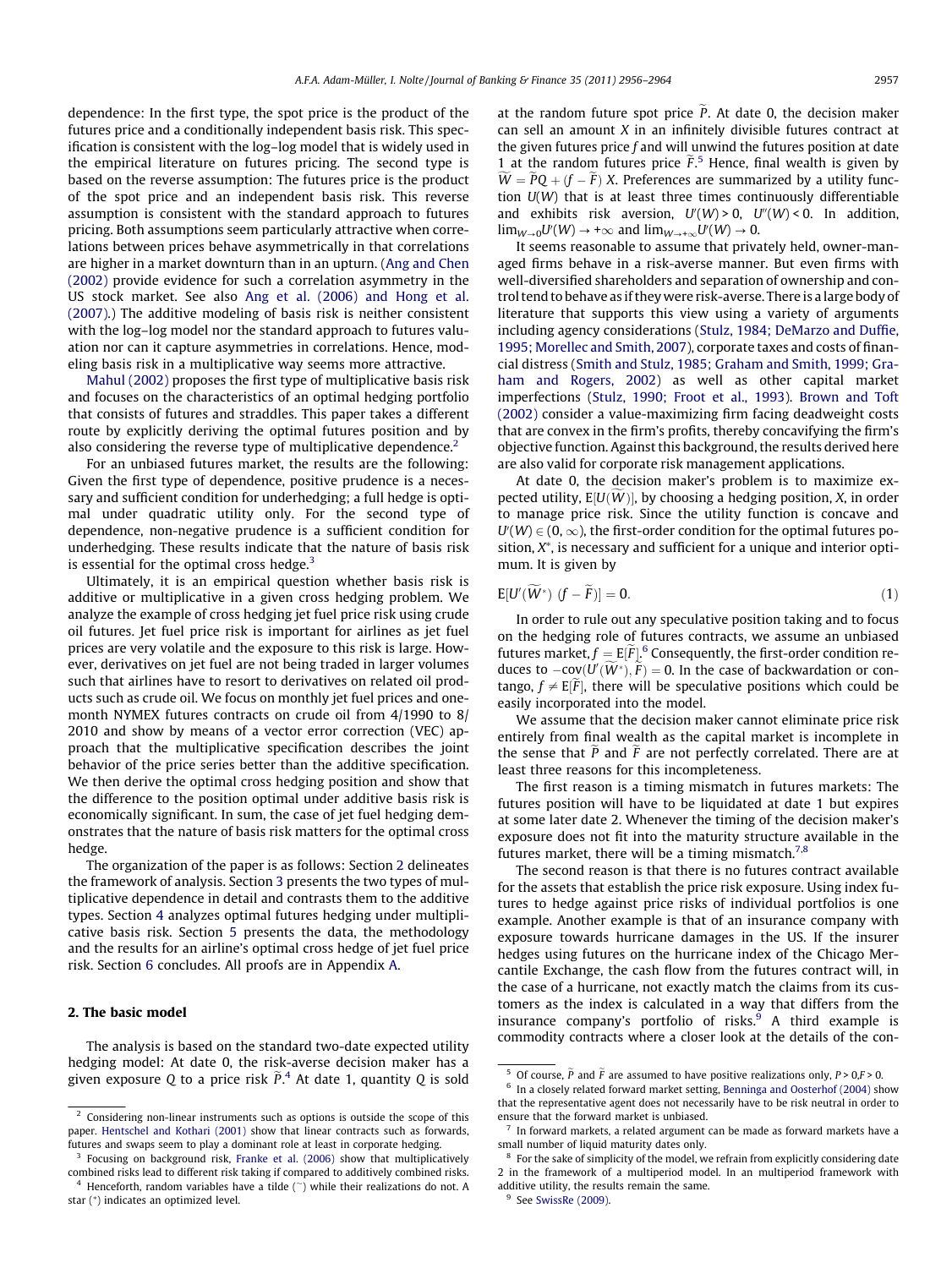dependence: In the first type, the spot price is the product of the futures price and a conditionally independent basis risk. This specification is consistent with the log–log model that is widely used in the empirical literature on futures pricing. The second type is based on the reverse assumption: The futures price is the product of the spot price and an independent basis risk. This reverse assumption is consistent with the standard approach to futures pricing. Both assumptions seem particularly attractive when correlations between prices behave asymmetrically in that correlations are higher in a market downturn than in an upturn. (Ang and Chen (2002) provide evidence for such a correlation asymmetry in the US stock market. See also Ang et al. (2006) and Hong et al. (2007).) The additive modeling of basis risk is neither consistent with the log–log model nor the standard approach to futures valuation nor can it capture asymmetries in correlations. Hence, modeling basis risk in a multiplicative way seems more attractive.

Mahul (2002) proposes the first type of multiplicative basis risk and focuses on the characteristics of an optimal hedging portfolio that consists of futures and straddles. This paper takes a different route by explicitly deriving the optimal futures position and by also considering the reverse type of multiplicative dependence.[2]

For an unbiased futures market, the results are the following: Given the first type of dependence, positive prudence is a necessary and sufficient condition for underhedging; a full hedge is optimal under quadratic utility only. For the second type of dependence, non-negative prudence is a sufficient condition for underhedging. These results indicate that the nature of basis risk is essential for the optimal cross hedge.[3]

Ultimately, it is an empirical question whether basis risk is additive or multiplicative in a given cross hedging problem. We analyze the example of cross hedging jet fuel price risk using crude oil futures. Jet fuel price risk is important for airlines as jet fuel prices are very volatile and the exposure to this risk is large. However, derivatives on jet fuel are not being traded in larger volumes such that airlines have to resort to derivatives on related oil products such as crude oil. We focus on monthly jet fuel prices and one-month NYMEX futures contracts on crude oil from 4/1990 to 8/2010 and show by means of a vector error correction (VEC) approach that the multiplicative specification describes the joint behavior of the price series better than the additive specification. We then derive the optimal cross hedging position and show that the difference to the position optimal under additive basis risk is economically significant. In sum, the case of jet fuel hedging demonstrates that the nature of basis risk matters for the optimal cross hedge.

The organization of the paper is as follows: Section 2 delineates the framework of analysis. Section 3 presents the two types of multiplicative dependence in detail and contrasts them to the additive types. Section 4 analyzes optimal futures hedging under multiplicative basis risk. Section 5 presents the data, the methodology and the results for an airline's optimal cross hedge of jet fuel price risk. Section 6 concludes. All proofs are in Appendix A.

## 2. The basic model

The analysis is based on the standard two-date expected utility hedging model: At date 0, the risk-averse decision maker has a given exposure $Q$ to a price risk $\widetilde{P}$.[4] At date 1, quantity $Q$ is sold at the random future spot price $\widetilde{P}$. At date 0, the decision maker can sell an amount $X$ in an infinitely divisible futures contract at the given futures price $f$ and will unwind the futures position at date 1 at the random futures price $\widetilde{F}$.[5] Hence, final wealth is given by $\widetilde{W} = \widetilde{P}Q + (f - \widetilde{F})\, X$. Preferences are summarized by a utility function $U(W)$ that is at least three times continuously differentiable and exhibits risk aversion, $U'(W) > 0$, $U''(W) < 0$. In addition, $\lim_{W\to 0}U'(W) \to +\infty$ and $\lim_{W\to +\infty}U'(W) \to 0$.

It seems reasonable to assume that privately held, owner-managed firms behave in a risk-averse manner. But even firms with well-diversified shareholders and separation of ownership and control tend to behave as if they were risk-averse. There is a large body of literature that supports this view using a variety of arguments including agency considerations (Stulz, 1984; DeMarzo and Duffie, 1995; Morellec and Smith, 2007), corporate taxes and costs of financial distress (Smith and Stulz, 1985; Graham and Smith, 1999; Graham and Rogers, 2002) as well as other capital market imperfections (Stulz, 1990; Froot et al., 1993). Brown and Toft (2002) consider a value-maximizing firm facing deadweight costs that are convex in the firm's profits, thereby concavifying the firm's objective function. Against this background, the results derived here are also valid for corporate risk management applications.

At date 0, the decision maker's problem is to maximize expected utility, $\mathrm{E}[U(\widetilde{W})]$, by choosing a hedging position, $X$, in order to manage price risk. Since the utility function is concave and $U'(W) \in (0, \infty)$, the first-order condition for the optimal futures position, $X^*$, is necessary and sufficient for a unique and interior optimum. It is given by

$$\mathrm{E}[U'(\widetilde{W}^*)\ (f - \widetilde{F})] = 0. \tag{1}$$

In order to rule out any speculative position taking and to focus on the hedging role of futures contracts, we assume an unbiased futures market, $f = \mathrm{E}[\widetilde{F}]$.[6] Consequently, the first-order condition reduces to $-\mathrm{cov}(U'(\widetilde{W}^*), \widetilde{F}) = 0$. In the case of backwardation or contango, $f \neq \mathrm{E}[\widetilde{F}]$, there will be speculative positions which could be easily incorporated into the model.

We assume that the decision maker cannot eliminate price risk entirely from final wealth as the capital market is incomplete in the sense that $\widetilde{P}$ and $\widetilde{F}$ are not perfectly correlated. There are at least three reasons for this incompleteness.

The first reason is a timing mismatch in futures markets: The futures position will have to be liquidated at date 1 but expires at some later date 2. Whenever the timing of the decision maker's exposure does not fit into the maturity structure available in the futures market, there will be a timing mismatch.[7,8]

The second reason is that there is no futures contract available for the assets that establish the price risk exposure. Using index futures to hedge against price risks of individual portfolios is one example. Another example is that of an insurance company with exposure towards hurricane damages in the US. If the insurer hedges using futures on the hurricane index of the Chicago Mercantile Exchange, the cash flow from the futures contract will, in the case of a hurricane, not exactly match the claims from its customers as the index is calculated in a way that differs from the insurance company's portfolio of risks.[9] A third example is commodity contracts where a closer look at the details of the con-

---

[2] Considering non-linear instruments such as options is outside the scope of this paper. Hentschel and Kothari (2001) show that linear contracts such as forwards, futures and swaps seem to play a dominant role at least in corporate hedging.

[3] Focusing on background risk, Franke et al. (2006) show that multiplicatively combined risks lead to different risk taking if compared to additively combined risks.

[4] Henceforth, random variables have a tilde (~) while their realizations do not. A star (*) indicates an optimized level.

[5] Of course, $\widetilde{P}$ and $\widetilde{F}$ are assumed to have positive realizations only, $P > 0, F > 0$.

[6] In a closely related forward market setting, Benninga and Oosterhof (2004) show that the representative agent does not necessarily have to be risk neutral in order to ensure that the forward market is unbiased.

[7] In forward markets, a related argument can be made as forward markets have a small number of liquid maturity dates only.

[8] For the sake of simplicity of the model, we refrain from explicitly considering date 2 in the framework of a multiperiod model. In an multiperiod framework with additive utility, the results remain the same.

[9] See SwissRe (2009).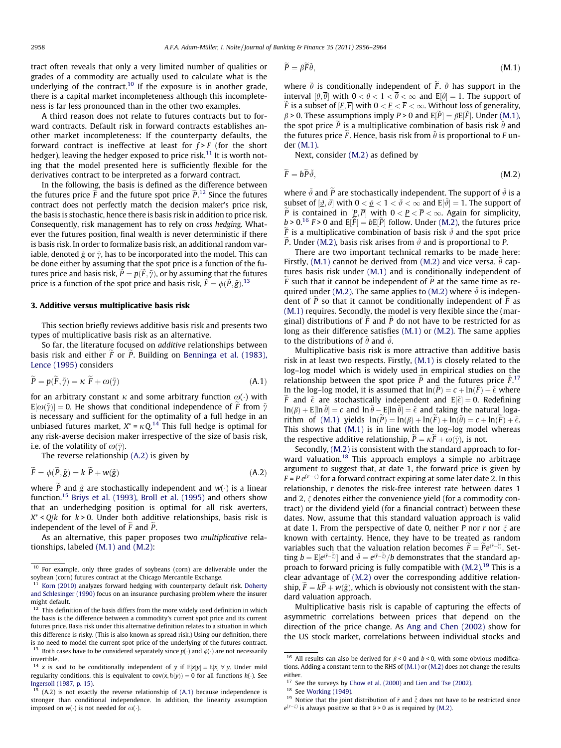tract often reveals that only a very limited number of qualities or grades of a commodity are actually used to calculate what is the underlying of the contract.[10] If the exposure is in another grade, there is a capital market incompleteness although this incompleteness is far less pronounced than in the other two examples.

A third reason does not relate to futures contracts but to forward contracts. Default risk in forward contracts establishes another market incompleteness: If the counterparty defaults, the forward contract is ineffective at least for $f > F$ (for the short hedger), leaving the hedger exposed to price risk.[11] It is worth noting that the model presented here is sufficiently flexible for the derivatives contract to be interpreted as a forward contract.

In the following, the basis is defined as the difference between the futures price $\tilde{F}$ and the future spot price $\tilde{P}$.[12] Since the futures contract does not perfectly match the decision maker's price risk, the basis is stochastic, hence there is basis risk in addition to price risk. Consequently, risk management has to rely on *cross hedging*. Whatever the futures position, final wealth is never deterministic if there is basis risk. In order to formalize basis risk, an additional random variable, denoted $\tilde{g}$ or $\tilde{\gamma}$, has to be incorporated into the model. This can be done either by assuming that the spot price is a function of the futures price and basis risk, $\tilde{P} = p(\tilde{F}, \tilde{\gamma})$, or by assuming that the futures price is a function of the spot price and basis risk, $\tilde{F} = \phi(\tilde{P}, \tilde{g})$.[13]

## 3. Additive versus multiplicative basis risk

This section briefly reviews additive basis risk and presents two types of multiplicative basis risk as an alternative.

So far, the literature focused on *additive* relationships between basis risk and either $\tilde{F}$ or $\tilde{P}$. Building on Benninga et al. (1983), Lence (1995) considers

$$\tilde{P} = p(\tilde{F}, \tilde{\gamma}) = \kappa\, \tilde{F} + \omega(\tilde{\gamma}) \tag{A.1}$$

for an arbitrary constant $\kappa$ and some arbitrary function $\omega(\cdot)$ with $\mathrm{E}[\omega(\tilde{\gamma})] = 0$. He shows that conditional independence of $\tilde{F}$ from $\tilde{\gamma}$ is necessary and sufficient for the optimality of a full hedge in an unbiased futures market, $X^* = \kappa Q$.[14] This full hedge is optimal for any risk-averse decision maker irrespective of the size of basis risk, i.e. of the volatility of $\omega(\tilde{\gamma})$.

The reverse relationship (A.2) is given by

$$\tilde{F} = \phi(\tilde{P}, \tilde{g}) = k\, \tilde{P} + w(\tilde{g}) \tag{A.2}$$

where $\tilde{P}$ and $\tilde{g}$ are stochastically independent and $w(\cdot)$ is a linear function.[15] Briys et al. (1993), Broll et al. (1995) and others show that an underhedging position is optimal for all risk averters, $X^* < Q/k$ for $k > 0$. Under both additive relationships, basis risk is independent of the level of $\tilde{F}$ and $\tilde{P}$.

As an alternative, this paper proposes two *multiplicative* relationships, labeled (M.1) and (M.2):

$$\tilde{P} = \beta \tilde{F} \tilde{\theta}, \tag{M.1}$$

where $\tilde{\theta}$ is conditionally independent of $\tilde{F}$. $\tilde{\theta}$ has support in the interval $[\underline{\theta}, \overline{\theta}]$ with $0 < \underline{\theta} < 1 < \overline{\theta} < \infty$ and $\mathrm{E}[\tilde{\theta}] = 1$. The support of $\tilde{F}$ is a subset of $[\underline{F}, \overline{F}]$ with $0 < \underline{F} < \overline{F} < \infty$. Without loss of generality, $\beta > 0$. These assumptions imply $P > 0$ and $\mathrm{E}[\tilde{P}] = \beta \mathrm{E}[\tilde{F}]$. Under (M.1), the spot price $\tilde{P}$ is a multiplicative combination of basis risk $\tilde{\theta}$ and the futures price $\tilde{F}$. Hence, basis risk from $\tilde{\theta}$ is proportional to $F$ under (M.1).

Next, consider (M.2) as defined by

$$\tilde{F} = b \tilde{P} \tilde{\vartheta}, \tag{M.2}$$

where $\tilde{\vartheta}$ and $\tilde{P}$ are stochastically independent. The support of $\tilde{\vartheta}$ is a subset of $[\underline{\vartheta}, \overline{\vartheta}]$ with $0 < \underline{\vartheta} < 1 < \overline{\vartheta} < \infty$ and $\mathrm{E}[\tilde{\vartheta}] = 1$. The support of $\tilde{P}$ is contained in $[\underline{P}, \overline{P}]$ with $0 < \underline{P} < \overline{P} < \infty$. Again for simplicity, $b > 0$.[16] $F > 0$ and $\mathrm{E}[\tilde{F}] = b\mathrm{E}[\tilde{P}]$ follow. Under (M.2), the futures price $\tilde{F}$ is a multiplicative combination of basis risk $\tilde{\vartheta}$ and the spot price $\tilde{P}$. Under (M.2), basis risk arises from $\tilde{\vartheta}$ and is proportional to $P$.

There are two important technical remarks to be made here: Firstly, (M.1) cannot be derived from (M.2) and vice versa. $\tilde{\theta}$ captures basis risk under (M.1) and is conditionally independent of $\tilde{F}$ such that it cannot be independent of $\tilde{P}$ at the same time as required under (M.2). The same applies to (M.2) where $\tilde{\vartheta}$ is independent of $\tilde{P}$ so that it cannot be conditionally independent of $\tilde{F}$ as (M.1) requires. Secondly, the model is very flexible since the (marginal) distributions of $\tilde{F}$ and $\tilde{P}$ do not have to be restricted for as long as their difference satisfies (M.1) or (M.2). The same applies to the distributions of $\tilde{\theta}$ and $\tilde{\vartheta}$.

Multiplicative basis risk is more attractive than additive basis risk in at least two respects. Firstly, (M.1) is closely related to the log–log model which is widely used in empirical studies on the relationship between the spot price $\tilde{P}$ and the futures price $\tilde{F}$.[17] In the log–log model, it is assumed that $\ln(\tilde{P}) = c + \ln(\tilde{F}) + \tilde{\epsilon}$ where $\tilde{F}$ and $\tilde{\epsilon}$ are stochastically independent and $\mathrm{E}[\tilde{\epsilon}] = 0$. Redefining $\ln(\beta) + \mathrm{E}[\ln \tilde{\theta}] = c$ and $\ln \tilde{\theta} - \mathrm{E}[\ln \tilde{\theta}] = \tilde{\epsilon}$ and taking the natural logarithm of (M.1) yields $\ln(\tilde{P}) = \ln(\beta) + \ln(\tilde{F}) + \ln(\tilde{\theta}) = c + \ln(\tilde{F}) + \tilde{\epsilon}$. This shows that (M.1) is in line with the log–log model whereas the respective additive relationship, $\tilde{P} = \kappa \tilde{F} + \omega(\tilde{\gamma})$, is not.

Secondly, (M.2) is consistent with the standard approach to forward valuation.[18] This approach employs a simple no arbitrage argument to suggest that, at date 1, the forward price is given by $F = P\, e^{(r-\xi)}$ for a forward contract expiring at some later date 2. In this relationship, $r$ denotes the risk-free interest rate between dates 1 and 2, $\xi$ denotes either the convenience yield (for a commodity contract) or the dividend yield (for a financial contract) between these dates. Now, assume that this standard valuation approach is valid at date 1. From the perspective of date 0, neither $P$ nor $r$ nor $\xi$ are known with certainty. Hence, they have to be treated as random variables such that the valuation relation becomes $\tilde{F} = \tilde{P} e^{(\tilde{r}-\tilde{\xi})}$. Setting $b = \mathrm{E}[e^{(\tilde{r}-\tilde{\xi})}]$ and $\tilde{\vartheta} = e^{(\tilde{r}-\tilde{\xi})}/b$ demonstrates that the standard approach to forward pricing is fully compatible with (M.2).[19] This is a clear advantage of (M.2) over the corresponding additive relationship, $\tilde{F} = k\tilde{P} + w(\tilde{g})$, which is obviously not consistent with the standard valuation approach.

Multiplicative basis risk is capable of capturing the effects of asymmetric correlations between prices that depend on the direction of the price change. As Ang and Chen (2002) show for the US stock market, correlations between individual stocks and

---

[10] For example, only three grades of soybeans (corn) are deliverable under the soybean (corn) futures contract at the Chicago Mercantile Exchange.

[11] Korn (2010) analyzes forward hedging with counterparty default risk. Doherty and Schlesinger (1990) focus on an insurance purchasing problem where the insurer might default.

[12] This definition of the basis differs from the more widely used definition in which the basis is the difference between a commodity's current spot price and its current futures price. Basis risk under this alternative definition relates to a situation in which this difference is risky. (This is also known as spread risk.) Using our definition, there is no need to model the current spot price of the underlying of the futures contract.

[13] Both cases have to be considered separately since $p(\cdot)$ and $\phi(\cdot)$ are not necessarily invertible.

[14] $\tilde{x}$ is said to be conditionally independent of $\tilde{y}$ if $\mathrm{E}[\tilde{x}|y] = \mathrm{E}[\tilde{x}]\ \forall\ y$. Under mild regularity conditions, this is equivalent to $\mathrm{cov}(\tilde{x}, h(\tilde{y})) = 0$ for all functions $h(\cdot)$. See Ingersoll (1987, p. 15).

[15] (A.2) is not exactly the reverse relationship of (A.1) because independence is stronger than conditional independence. In addition, the linearity assumption imposed on $w(\cdot)$ is not needed for $\omega(\cdot)$.

[16] All results can also be derived for $\beta < 0$ and $b < 0$, with some obvious modifications. Adding a constant term to the RHS of (M.1) or (M.2) does not change the results either.

[17] See the surveys by Chow et al. (2000) and Lien and Tse (2002).

[18] See Working (1949).

[19] Notice that the joint distribution of $\tilde{r}$ and $\tilde{\xi}$ does not have to be restricted since $e^{(r-\xi)}$ is always positive so that $\vartheta > 0$ as is required by (M.2).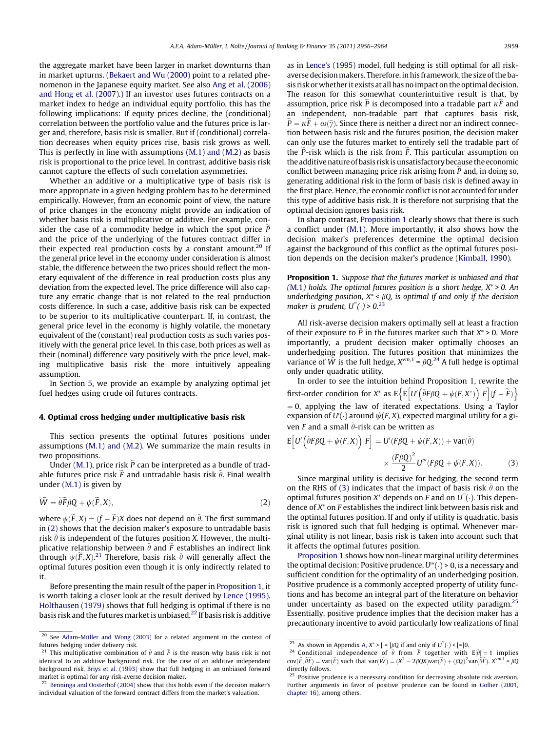the aggregate market have been larger in market downturns than in market upturns. (Bekaert and Wu (2000) point to a related phenomenon in the Japanese equity market. See also Ang et al. (2006) and Hong et al. (2007).) If an investor uses futures contracts on a market index to hedge an individual equity portfolio, this has the following implications: If equity prices decline, the (conditional) correlation between the portfolio value and the futures price is larger and, therefore, basis risk is smaller. But if (conditional) correlation decreases when equity prices rise, basis risk grows as well. This is perfectly in line with assumptions (M.1) and (M.2) as basis risk is proportional to the price level. In contrast, additive basis risk cannot capture the effects of such correlation asymmetries.

Whether an additive or a multiplicative type of basis risk is more appropriate in a given hedging problem has to be determined empirically. However, from an economic point of view, the nature of price changes in the economy might provide an indication of whether basis risk is multiplicative or additive. For example, consider the case of a commodity hedge in which the spot price $\widetilde{P}$ and the price of the underlying of the futures contract differ in their expected real production costs by a constant amount.[20] If the general price level in the economy under consideration is almost stable, the difference between the two prices should reflect the monetary equivalent of the difference in real production costs plus any deviation from the expected level. The price difference will also capture any erratic change that is not related to the real production costs difference. In such a case, additive basis risk can be expected to be superior to its multiplicative counterpart. If, in contrast, the general price level in the economy is highly volatile, the monetary equivalent of the (constant) real production costs as such varies positively with the general price level. In this case, both prices as well as their (nominal) difference vary positively with the price level, making multiplicative basis risk the more intuitively appealing assumption.

In Section 5, we provide an example by analyzing optimal jet fuel hedges using crude oil futures contracts.

## 4. Optimal cross hedging under multiplicative basis risk

This section presents the optimal futures positions under assumptions (M.1) and (M.2). We summarize the main results in two propositions.

Under (M.1), price risk $\widetilde{P}$ can be interpreted as a bundle of tradable futures price risk $\widetilde{F}$ and untradable basis risk $\tilde{\theta}$. Final wealth under (M.1) is given by

$$\widetilde{W} = \tilde{\theta}\widetilde{F}\beta Q + \psi(\widetilde{F}, X), \tag{2}$$

where $\psi(\widetilde{F}, X) = (f - \widetilde{F})X$ does not depend on $\tilde{\theta}$. The first summand in (2) shows that the decision maker's exposure to untradable basis risk $\tilde{\theta}$ is independent of the futures position $X$. However, the multiplicative relationship between $\tilde{\theta}$ and $\widetilde{F}$ establishes an indirect link through $\psi(\widetilde{F}, X)$.[21] Therefore, basis risk $\tilde{\theta}$ will generally affect the optimal futures position even though it is only indirectly related to it.

Before presenting the main result of the paper in Proposition 1, it is worth taking a closer look at the result derived by Lence (1995). Holthausen (1979) shows that full hedging is optimal if there is no basis risk and the futures market is unbiased.[22] If basis risk is additive as in Lence's (1995) model, full hedging is still optimal for all risk-averse decision makers. Therefore, in his framework, the size of the basis risk or whether it exists at all has no impact on the optimal decision. The reason for this somewhat counterintuitive result is that, by assumption, price risk $\widetilde{P}$ is decomposed into a tradable part $\kappa\widetilde{F}$ and an independent, non-tradable part that captures basis risk, $\widetilde{P} = \kappa\widetilde{F} + \omega(\tilde{\gamma})$. Since there is neither a direct nor an indirect connection between basis risk and the futures position, the decision maker can only use the futures market to entirely sell the tradable part of the $\widetilde{P}$-risk which is the risk from $\widetilde{F}$. This particular assumption on the additive nature of basis risk is unsatisfactory because the economic conflict between managing price risk arising from $\widetilde{P}$ and, in doing so, generating additional risk in the form of basis risk is defined away in the first place. Hence, the economic conflict is not accounted for under this type of additive basis risk. It is therefore not surprising that the optimal decision ignores basis risk.

In sharp contrast, Proposition 1 clearly shows that there is such a conflict under (M.1). More importantly, it also shows how the decision maker's preferences determine the optimal decision against the background of this conflict as the optimal futures position depends on the decision maker's prudence (Kimball, 1990).

**Proposition 1.** *Suppose that the futures market is unbiased and that (M.1) holds. The optimal futures position is a short hedge, $X^* > 0$. An underhedging position, $X^* < \beta Q$, is optimal if and only if the decision maker is prudent, $U'''(\cdot) > 0$.*[23]

All risk-averse decision makers optimally sell at least a fraction of their exposure to $\widetilde{P}$ in the futures market such that $X^* > 0$. More importantly, a prudent decision maker optimally chooses an underhedging position. The futures position that minimizes the variance of $\widetilde{W}$ is the full hedge, $X^{vm,1} = \beta Q$.[24] A full hedge is optimal only under quadratic utility.

In order to see the intuition behind Proposition 1, rewrite the first-order condition for $X^*$ as $\mathrm{E}\left\{\mathrm{E}\left[U'\left(\tilde{\theta}F\beta Q + \psi(F, X^*)\right)\middle|F\right](f - \widetilde{F})\right\} = 0$, applying the law of iterated expectations. Using a Taylor expansion of $U'(\cdot)$ around $\psi(F, X)$, expected marginal utility for a given $F$ and a small $\tilde{\theta}$-risk can be written as

$$\mathrm{E}\left[U'\left(\tilde{\theta}F\beta Q + \psi(F, X)\right)\middle|F\right] = U'(F\beta Q + \psi(F, X)) + \mathrm{var}(\tilde{\theta}) \times \frac{(F\beta Q)^2}{2} U'''(F\beta Q + \psi(F, X)). \tag{3}$$

Since marginal utility is decisive for hedging, the second term on the RHS of (3) indicates that the impact of basis risk $\tilde{\theta}$ on the optimal futures position $X^*$ depends on $F$ and on $U'''(\cdot)$. This dependence of $X^*$ on $F$ establishes the indirect link between basis risk and the optimal futures position. If and only if utility is quadratic, basis risk is ignored such that full hedging is optimal. Whenever marginal utility is not linear, basis risk is taken into account such that it affects the optimal futures position.

Proposition 1 shows how non-linear marginal utility determines the optimal decision: Positive prudence, $U'''(\cdot) > 0$, is a necessary and sufficient condition for the optimality of an underhedging position. Positive prudence is a commonly accepted property of utility functions and has become an integral part of the literature on behavior under uncertainty as based on the expected utility paradigm.[25] Essentially, positive prudence implies that the decision maker has a precautionary incentive to avoid particularly low realizations of final

---

[20] See Adam-Müller and Wong (2003) for a related argument in the context of futures hedging under delivery risk.

[21] This multiplicative combination of $\tilde{\theta}$ and $\widetilde{F}$ is the reason why basis risk is not identical to an additive background risk. For the case of an additive independent background risk, Briys et al. (1993) show that full hedging in an unbiased forward market is optimal for any risk-averse decision maker.

[22] Benninga and Oosterhof (2004) show that this holds even if the decision maker's individual valuation of the forward contract differs from the market's valuation.

[23] As shown in Appendix A, $X^* > [=]\beta Q$ if and only if $U'''(\cdot) < [=]0$.

[24] Conditional independence of $\tilde{\theta}$ from $\widetilde{F}$ together with $\mathrm{E}[\tilde{\theta}] = 1$ implies $\mathrm{cov}(\widetilde{F}, \tilde{\theta}\widetilde{F}) = \mathrm{var}(\widetilde{F})$ such that $\mathrm{var}(\widetilde{W}) = (X^2 - 2\beta QX)\mathrm{var}(\widetilde{F}) + (\beta Q)^2\mathrm{var}(\tilde{\theta}\widetilde{F})$. $X^{vm,1} = \beta Q$ directly follows.

[25] Positive prudence is a necessary condition for decreasing absolute risk aversion. Further arguments in favor of positive prudence can be found in Gollier (2001, chapter 16), among others.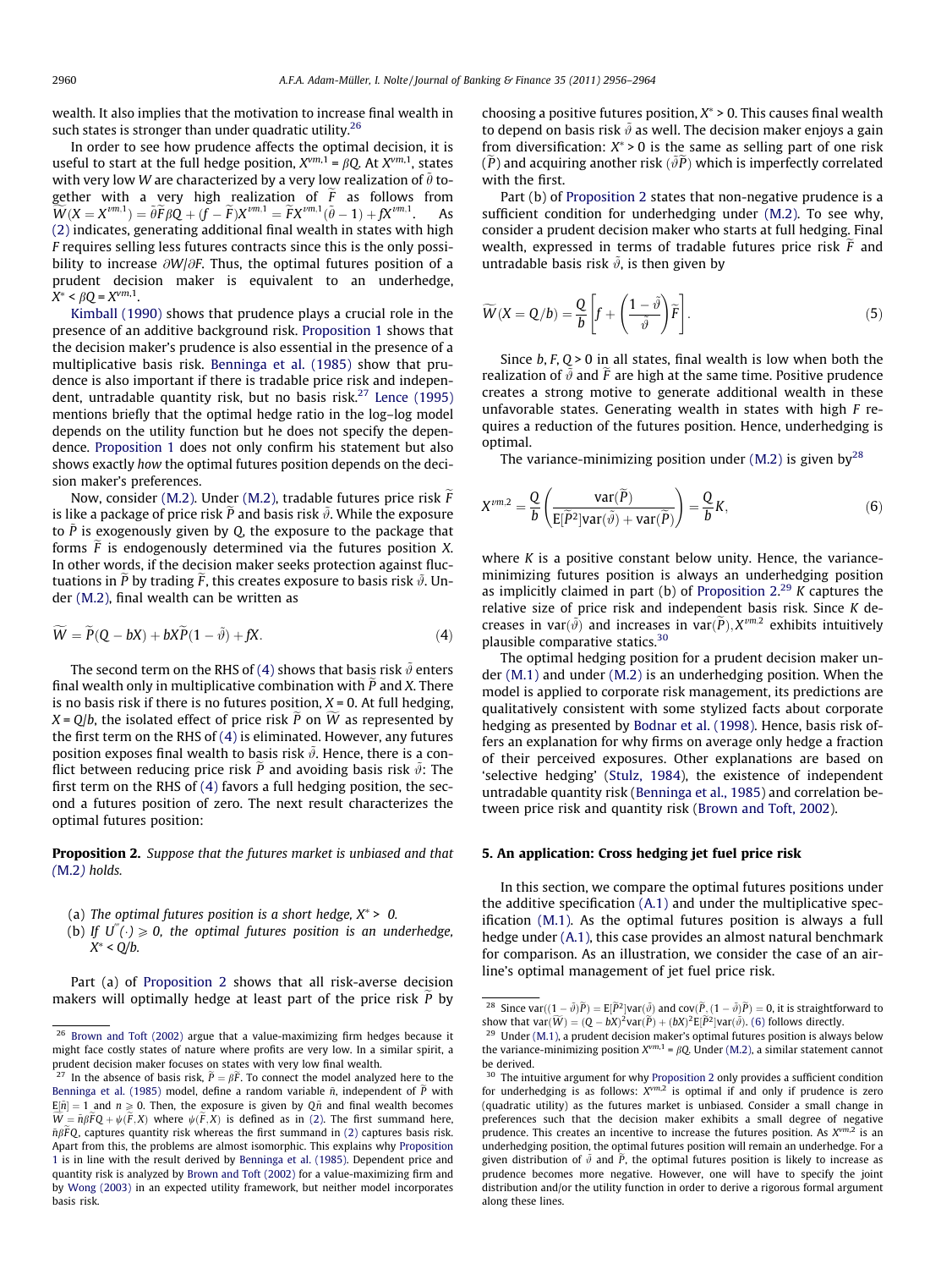wealth. It also implies that the motivation to increase final wealth in such states is stronger than under quadratic utility.[26]

In order to see how prudence affects the optimal decision, it is useful to start at the full hedge position, $X^{vm,1} = \beta Q$. At $X^{vm,1}$, states with very low $W$ are characterized by a very low realization of $\tilde{\theta}$ together with a very high realization of $\widetilde{F}$ as follows from $\widetilde{W}(X = X^{vm,1}) = \tilde{\theta}\widetilde{F}\beta Q + (f - \widetilde{F})X^{vm,1} = \widetilde{F}X^{vm,1}(\tilde{\theta} - 1) + fX^{vm,1}$. As (2) indicates, generating additional final wealth in states with high $F$ requires selling less futures contracts since this is the only possibility to increase $\partial W/\partial F$. Thus, the optimal futures position of a prudent decision maker is equivalent to an underhedge, $X^* < \beta Q = X^{vm,1}$.

Kimball (1990) shows that prudence plays a crucial role in the presence of an additive background risk. Proposition 1 shows that the decision maker's prudence is also essential in the presence of a multiplicative basis risk. Benninga et al. (1985) show that prudence is also important if there is tradable price risk and independent, untradable quantity risk, but no basis risk.[27] Lence (1995) mentions briefly that the optimal hedge ratio in the log–log model depends on the utility function but he does not specify the dependence. Proposition 1 does not only confirm his statement but also shows exactly *how* the optimal futures position depends on the decision maker's preferences.

Now, consider (M.2). Under (M.2), tradable futures price risk $\widetilde{F}$ is like a package of price risk $\widetilde{P}$ and basis risk $\tilde{\vartheta}$. While the exposure to $\widetilde{P}$ is exogenously given by $Q$, the exposure to the package that forms $\widetilde{F}$ is endogenously determined via the futures position $X$. In other words, if the decision maker seeks protection against fluctuations in $\widetilde{P}$ by trading $\widetilde{F}$, this creates exposure to basis risk $\tilde{\vartheta}$. Under (M.2), final wealth can be written as

$$\widetilde{W} = \widetilde{P}(Q - bX) + bX\widetilde{P}(1 - \tilde{\vartheta}) + fX. \tag{4}$$

The second term on the RHS of (4) shows that basis risk $\tilde{\vartheta}$ enters final wealth only in multiplicative combination with $\widetilde{P}$ and $X$. There is no basis risk if there is no futures position, $X = 0$. At full hedging, $X = Q/b$, the isolated effect of price risk $\widetilde{P}$ on $\widetilde{W}$ as represented by the first term on the RHS of (4) is eliminated. However, any futures position exposes final wealth to basis risk $\tilde{\vartheta}$. Hence, there is a conflict between reducing price risk $\widetilde{P}$ and avoiding basis risk $\tilde{\vartheta}$: The first term on the RHS of (4) favors a full hedging position, the second a futures position of zero. The next result characterizes the optimal futures position:

**Proposition 2.** *Suppose that the futures market is unbiased and that (M.2) holds.*

(a) *The optimal futures position is a short hedge, $X^* > 0$.*
(b) *If $U'''(\cdot) \geqslant 0$, the optimal futures position is an underhedge, $X^* < Q/b$.*

Part (a) of Proposition 2 shows that all risk-averse decision makers will optimally hedge at least part of the price risk $\widetilde{P}$ by choosing a positive futures position, $X^* > 0$. This causes final wealth to depend on basis risk $\tilde{\vartheta}$ as well. The decision maker enjoys a gain from diversification: $X^* > 0$ is the same as selling part of one risk $(\widetilde{P})$ and acquiring another risk $(\tilde{\vartheta}\widetilde{P})$ which is imperfectly correlated with the first.

Part (b) of Proposition 2 states that non-negative prudence is a sufficient condition for underhedging under (M.2). To see why, consider a prudent decision maker who starts at full hedging. Final wealth, expressed in terms of tradable futures price risk $\widetilde{F}$ and untradable basis risk $\tilde{\vartheta}$, is then given by

$$\widetilde{W}(X = Q/b) = \frac{Q}{b}\left[f + \left(\frac{1 - \tilde{\vartheta}}{\tilde{\vartheta}}\right)\widetilde{F}\right]. \tag{5}$$

Since $b, F, Q > 0$ in all states, final wealth is low when both the realization of $\tilde{\vartheta}$ and $\widetilde{F}$ are high at the same time. Positive prudence creates a strong motive to generate additional wealth in these unfavorable states. Generating wealth in states with high $F$ requires a reduction of the futures position. Hence, underhedging is optimal.

The variance-minimizing position under (M.2) is given by[28]

$$X^{vm,2} = \frac{Q}{b}\left(\frac{\mathrm{var}(\widetilde{P})}{\mathrm{E}[\widetilde{P}^2]\mathrm{var}(\tilde{\vartheta}) + \mathrm{var}(\widetilde{P})}\right) = \frac{Q}{b}K, \tag{6}$$

where $K$ is a positive constant below unity. Hence, the variance-minimizing futures position is always an underhedging position as implicitly claimed in part (b) of Proposition 2.[29] $K$ captures the relative size of price risk and independent basis risk. Since $K$ decreases in $\mathrm{var}(\tilde{\vartheta})$ and increases in $\mathrm{var}(\widetilde{P}), X^{vm,2}$ exhibits intuitively plausible comparative statics.[30]

The optimal hedging position for a prudent decision maker under (M.1) and under (M.2) is an underhedging position. When the model is applied to corporate risk management, its predictions are qualitatively consistent with some stylized facts about corporate hedging as presented by Bodnar et al. (1998). Hence, basis risk offers an explanation for why firms on average only hedge a fraction of their perceived exposures. Other explanations are based on 'selective hedging' (Stulz, 1984), the existence of independent untradable quantity risk (Benninga et al., 1985) and correlation between price risk and quantity risk (Brown and Toft, 2002).

## 5. An application: Cross hedging jet fuel price risk

In this section, we compare the optimal futures positions under the additive specification (A.1) and under the multiplicative specification (M.1). As the optimal futures position is always a full hedge under (A.1), this case provides an almost natural benchmark for comparison. As an illustration, we consider the case of an airline's optimal management of jet fuel price risk.

---

[26] Brown and Toft (2002) argue that a value-maximizing firm hedges because it might face costly states of nature where profits are very low. In a similar spirit, a prudent decision maker focuses on states with very low final wealth.

[27] In the absence of basis risk, $\widetilde{P} = \beta\widetilde{F}$. To connect the model analyzed here to the Benninga et al. (1985) model, define a random variable $\tilde{n}$, independent of $\widetilde{P}$ with $\mathrm{E}[\tilde{n}] = 1$ and $n \geqslant 0$. Then, the exposure is given by $Q\tilde{n}$ and final wealth becomes $\widetilde{W} = \tilde{n}\beta\widetilde{F}Q + \psi(\widetilde{F}, X)$ where $\psi(\widetilde{F}, X)$ is defined as in (2). The first summand here, $\tilde{n}\beta\widetilde{F}Q$, captures quantity risk whereas the first summand in (2) captures basis risk. Apart from this, the problems are almost isomorphic. This explains why Proposition 1 is in line with the result derived by Benninga et al. (1985). Dependent price and quantity risk is analyzed by Brown and Toft (2002) for a value-maximizing firm and by Wong (2003) in an expected utility framework, but neither model incorporates basis risk.

[28] Since $\mathrm{var}((1 - \tilde{\vartheta})\widetilde{P}) = \mathrm{E}[\widetilde{P}^2]\mathrm{var}(\tilde{\vartheta})$ and $\mathrm{cov}(\widetilde{P}, (1 - \tilde{\vartheta})\widetilde{P}) = 0$, it is straightforward to show that $\mathrm{var}(\widetilde{W}) = (Q - bX)^2\mathrm{var}(\widetilde{P}) + (bX)^2\mathrm{E}[\widetilde{P}^2]\mathrm{var}(\tilde{\vartheta})$. (6) follows directly.

[29] Under (M.1), a prudent decision maker's optimal futures position is always below the variance-minimizing position $X^{vm,1} = \beta Q$. Under (M.2), a similar statement cannot be derived.

[30] The intuitive argument for why Proposition 2 only provides a sufficient condition for underhedging is as follows: $X^{vm,2}$ is optimal if and only if prudence is zero (quadratic utility) as the futures market is unbiased. Consider a small change in preferences such that the decision maker exhibits a small degree of negative prudence. This creates an incentive to increase the futures position. As $X^{vm,2}$ is an underhedging position, the optimal futures position will remain an underhedge. For a given distribution of $\tilde{\vartheta}$ and $\widetilde{P}$, the optimal futures position is likely to increase as prudence becomes more negative. However, one will have to specify the joint distribution and/or the utility function in order to derive a rigorous formal argument along these lines.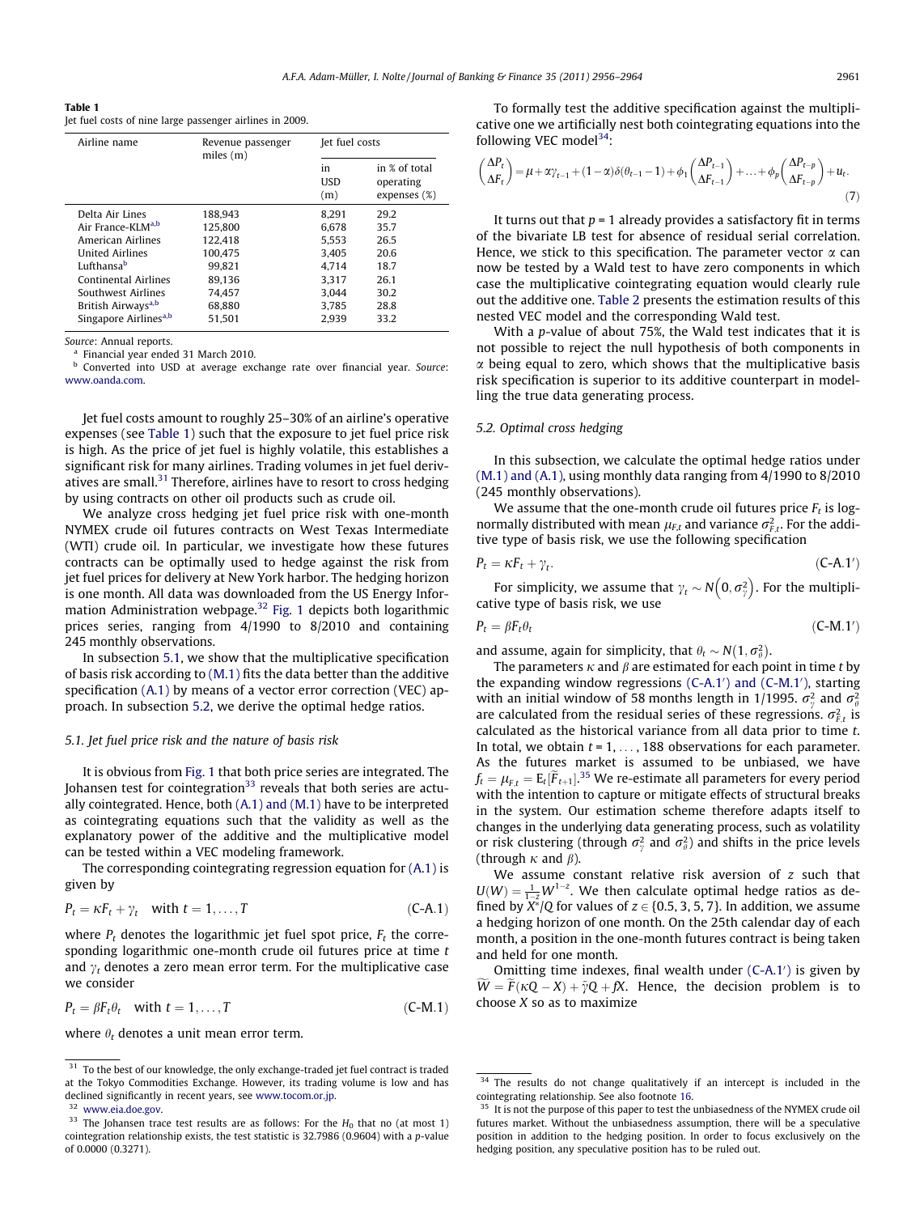**Table 1**
Jet fuel costs of nine large passenger airlines in 2009.

| Airline name | Revenue passenger miles (m) | Jet fuel costs | |
|---|---|---|---|
| | | in USD (m) | in % of total operating expenses (%) |
| Delta Air Lines | 188,943 | 8,291 | 29.2 |
| Air France-KLM[a,b] | 125,800 | 6,678 | 35.7 |
| American Airlines | 122,418 | 5,553 | 26.5 |
| United Airlines | 100,475 | 3,405 | 20.6 |
| Lufthansa[b] | 99,821 | 4,714 | 18.7 |
| Continental Airlines | 89,136 | 3,317 | 26.1 |
| Southwest Airlines | 74,457 | 3,044 | 30.2 |
| British Airways[a,b] | 68,880 | 3,785 | 28.8 |
| Singapore Airlines[a,b] | 51,501 | 2,939 | 33.2 |

Source: Annual reports.
[a] Financial year ended 31 March 2010.
[b] Converted into USD at average exchange rate over financial year. Source: www.oanda.com.

Jet fuel costs amount to roughly 25–30% of an airline's operative expenses (see Table 1) such that the exposure to jet fuel price risk is high. As the price of jet fuel is highly volatile, this establishes a significant risk for many airlines. Trading volumes in jet fuel derivatives are small.[31] Therefore, airlines have to resort to cross hedging by using contracts on other oil products such as crude oil.

We analyze cross hedging jet fuel price risk with one-month NYMEX crude oil futures contracts on West Texas Intermediate (WTI) crude oil. In particular, we investigate how these futures contracts can be optimally used to hedge against the risk from jet fuel prices for delivery at New York harbor. The hedging horizon is one month. All data was downloaded from the US Energy Information Administration webpage.[32] Fig. 1 depicts both logarithmic prices series, ranging from 4/1990 to 8/2010 and containing 245 monthly observations.

In subsection 5.1, we show that the multiplicative specification of basis risk according to (M.1) fits the data better than the additive specification (A.1) by means of a vector error correction (VEC) approach. In subsection 5.2, we derive the optimal hedge ratios.

### 5.1. Jet fuel price risk and the nature of basis risk

It is obvious from Fig. 1 that both price series are integrated. The Johansen test for cointegration[33] reveals that both series are actually cointegrated. Hence, both (A.1) and (M.1) have to be interpreted as cointegrating equations such that the validity as well as the explanatory power of the additive and the multiplicative model can be tested within a VEC modeling framework.

The corresponding cointegrating regression equation for (A.1) is given by

$$P_t = \kappa F_t + \gamma_t \quad \text{with } t = 1, \ldots, T \tag{C-A.1}$$

where $P_t$ denotes the logarithmic jet fuel spot price, $F_t$ the corresponding logarithmic one-month crude oil futures price at time $t$ and $\gamma_t$ denotes a zero mean error term. For the multiplicative case we consider

$$P_t = \beta F_t \theta_t \quad \text{with } t = 1, \ldots, T \tag{C-M.1}$$

where $\theta_t$ denotes a unit mean error term.

To formally test the additive specification against the multiplicative one we artificially nest both cointegrating equations into the following VEC model[34]:

$$\begin{pmatrix} \Delta P_t \\ \Delta F_t \end{pmatrix} = \mu + \alpha \gamma_{t-1} + (1-\alpha)\delta(\theta_{t-1} - 1) + \phi_1 \begin{pmatrix} \Delta P_{t-1} \\ \Delta F_{t-1} \end{pmatrix} + \ldots + \phi_p \begin{pmatrix} \Delta P_{t-p} \\ \Delta F_{t-p} \end{pmatrix} + u_t. \tag{7}$$

It turns out that $p = 1$ already provides a satisfactory fit in terms of the bivariate LB test for absence of residual serial correlation. Hence, we stick to this specification. The parameter vector $\alpha$ can now be tested by a Wald test to have zero components in which case the multiplicative cointegrating equation would clearly rule out the additive one. Table 2 presents the estimation results of this nested VEC model and the corresponding Wald test.

With a $p$-value of about 75%, the Wald test indicates that it is not possible to reject the null hypothesis of both components in $\alpha$ being equal to zero, which shows that the multiplicative basis risk specification is superior to its additive counterpart in modelling the true data generating process.

### 5.2. Optimal cross hedging

In this subsection, we calculate the optimal hedge ratios under (M.1) and (A.1), using monthly data ranging from 4/1990 to 8/2010 (245 monthly observations).

We assume that the one-month crude oil futures price $F_t$ is lognormally distributed with mean $\mu_{F,t}$ and variance $\sigma^2_{F,t}$. For the additive type of basis risk, we use the following specification

$$P_t = \kappa F_t + \gamma_t. \tag{C-A.1'}$$

For simplicity, we assume that $\gamma_t \sim N\left(0, \sigma^2_\gamma\right)$. For the multiplicative type of basis risk, we use

$$P_t = \beta F_t \theta_t \tag{C-M.1'}$$

and assume, again for simplicity, that $\theta_t \sim N(1, \sigma^2_\theta)$.

The parameters $\kappa$ and $\beta$ are estimated for each point in time $t$ by the expanding window regressions (C-A.1′) and (C-M.1′), starting with an initial window of 58 months length in 1/1995. $\sigma^2_\gamma$ and $\sigma^2_\theta$ are calculated from the residual series of these regressions. $\sigma^2_{F,t}$ is calculated as the historical variance from all data prior to time $t$. In total, we obtain $t = 1, \ldots, 188$ observations for each parameter. As the futures market is assumed to be unbiased, we have $f_t = \mu_{F,t} = \mathrm{E}_t[\tilde{F}_{t+1}]$.[35] We re-estimate all parameters for every period with the intention to capture or mitigate effects of structural breaks in the system. Our estimation scheme therefore adapts itself to changes in the underlying data generating process, such as volatility or risk clustering (through $\sigma^2_\gamma$ and $\sigma^2_\theta$) and shifts in the price levels (through $\kappa$ and $\beta$).

We assume constant relative risk aversion of $z$ such that $U(W) = \frac{1}{1-z}W^{1-z}$. We then calculate optimal hedge ratios as defined by $X^*/Q$ for values of $z \in \{0.5, 3, 5, 7\}$. In addition, we assume a hedging horizon of one month. On the 25th calendar day of each month, a position in the one-month futures contract is being taken and held for one month.

Omitting time indexes, final wealth under (C-A.1′) is given by $\widetilde{W} = \tilde{F}(\kappa Q - X) + \tilde{\gamma}Q + fX$. Hence, the decision problem is to choose $X$ so as to maximize

---

[31] To the best of our knowledge, the only exchange-traded jet fuel contract is traded at the Tokyo Commodities Exchange. However, its trading volume is low and has declined significantly in recent years, see www.tocom.or.jp.

[32] www.eia.doe.gov.

[33] The Johansen trace test results are as follows: For the $H_0$ that no (at most 1) cointegration relationship exists, the test statistic is 32.7986 (0.9604) with a $p$-value of 0.0000 (0.3271).

[34] The results do not change qualitatively if an intercept is included in the cointegrating relationship. See also footnote 16.

[35] It is not the purpose of this paper to test the unbiasedness of the NYMEX crude oil futures market. Without the unbiasedness assumption, there will be a speculative position in addition to the hedging position. In order to focus exclusively on the hedging position, any speculative position has to be ruled out.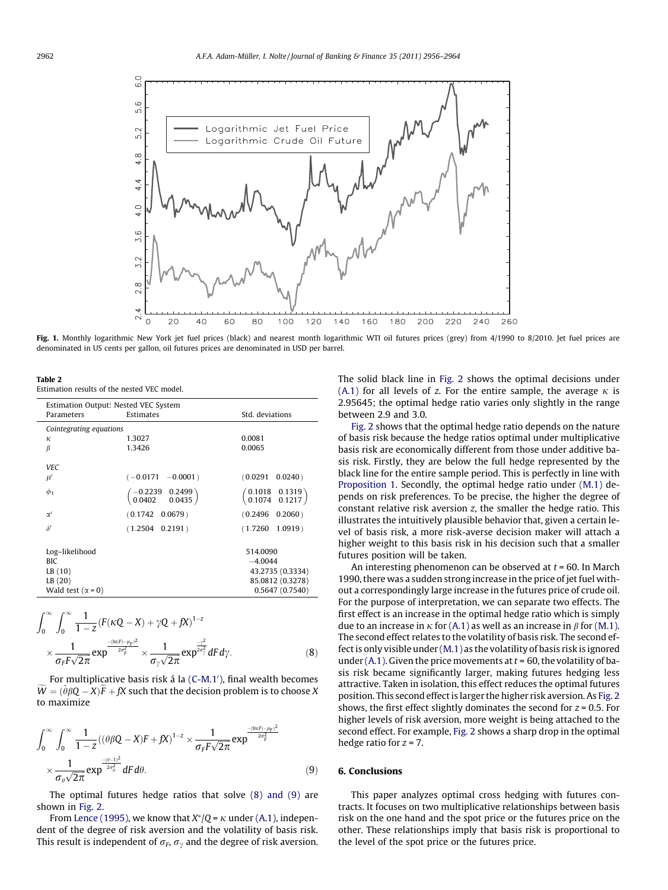Fig. 1. Monthly logarithmic New York jet fuel prices (black) and nearest month logarithmic WTI oil futures prices (grey) from 4/1990 to 8/2010. Jet fuel prices are denominated in US cents per gallon, oil futures prices are denominated in USD per barrel.

**Table 2**
Estimation results of the nested VEC model.

| Estimation Output: Nested VEC System | | |
|---|---|---|
| Parameters | Estimates | Std. deviations |
| *Cointegrating equations* | | |
| $\kappa$ | 1.3027 | 0.0081 |
| $\beta$ | 1.3426 | 0.0065 |
| *VEC* | | |
| $\mu'$ | $(-0.0171 \quad -0.0001)$ | $(0.0291 \quad 0.0240)$ |
| $\phi_1$ | $\begin{pmatrix} -0.2239 & 0.2499 \\ 0.0402 & 0.0435 \end{pmatrix}$ | $\begin{pmatrix} 0.1018 & 0.1319 \\ 0.1074 & 0.1217 \end{pmatrix}$ |
| $\alpha'$ | $(0.1742 \quad 0.0679)$ | $(0.2496 \quad 0.2060)$ |
| $\delta'$ | $(1.2504 \quad 0.2191)$ | $(1.7260 \quad 1.0919)$ |
| Log–likelihood | | 514.0090 |
| BIC | | −4.0044 |
| LB (10) | | 43.2735 (0.3334) |
| LB (20) | | 85.0812 (0.3278) |
| Wald test ($\alpha = 0$) | | 0.5647 (0.7540) |

$$\int_0^\infty \int_0^\infty \frac{1}{1-z}(F(\kappa Q - X) + \gamma Q + fX)^{1-z} \times \frac{1}{\sigma_F F\sqrt{2\pi}} \exp^{\frac{-(\ln(F)-\mu_F)^2}{2\sigma_F^2}} \times \frac{1}{\sigma_\gamma \sqrt{2\pi}} \exp^{\frac{-\gamma^2}{2\sigma_\gamma^2}} dF\, d\gamma. \tag{8}$$

For multiplicative basis risk á la (C-M.1′), final wealth becomes $\widetilde{W} = (\tilde{\theta}\beta Q - X)\widetilde{F} + fX$ such that the decision problem is to choose $X$ to maximize

$$\int_0^\infty \int_0^\infty \frac{1}{1-z}((\theta\beta Q - X)F + fX)^{1-z} \times \frac{1}{\sigma_F F\sqrt{2\pi}} \exp^{\frac{-(\ln(F)-\mu_F)^2}{2\sigma_F^2}} \times \frac{1}{\sigma_\theta \sqrt{2\pi}} \exp^{\frac{-(\theta-1)^2}{2\sigma_\theta^2}} dF\, d\theta. \tag{9}$$

The optimal futures hedge ratios that solve (8) and (9) are shown in Fig. 2.

From Lence (1995), we know that $X^*/Q = \kappa$ under (A.1), independent of the degree of risk aversion and the volatility of basis risk. This result is independent of $\sigma_F$, $\sigma_\gamma$ and the degree of risk aversion. The solid black line in Fig. 2 shows the optimal decisions under (A.1) for all levels of $z$. For the entire sample, the average $\kappa$ is 2.95645; the optimal hedge ratio varies only slightly in the range between 2.9 and 3.0.

Fig. 2 shows that the optimal hedge ratio depends on the nature of basis risk because the hedge ratios optimal under multiplicative basis risk are economically different from those under additive basis risk. Firstly, they are below the full hedge represented by the black line for the entire sample period. This is perfectly in line with Proposition 1. Secondly, the optimal hedge ratio under (M.1) depends on risk preferences. To be precise, the higher the degree of constant relative risk aversion $z$, the smaller the hedge ratio. This illustrates the intuitively plausible behavior that, given a certain level of basis risk, a more risk-averse decision maker will attach a higher weight to this basis risk in his decision such that a smaller futures position will be taken.

An interesting phenomenon can be observed at $t = 60$. In March 1990, there was a sudden strong increase in the price of jet fuel without a correspondingly large increase in the futures price of crude oil. For the purpose of interpretation, we can separate two effects. The first effect is an increase in the optimal hedge ratio which is simply due to an increase in $\kappa$ for (A.1) as well as an increase in $\beta$ for (M.1). The second effect relates to the volatility of basis risk. The second effect is only visible under (M.1) as the volatility of basis risk is ignored under (A.1). Given the price movements at $t = 60$, the volatility of basis risk became significantly larger, making futures hedging less attractive. Taken in isolation, this effect reduces the optimal futures position. This second effect is larger the higher risk aversion. As Fig. 2 shows, the first effect slightly dominates the second for $z = 0.5$. For higher levels of risk aversion, more weight is being attached to the second effect. For example, Fig. 2 shows a sharp drop in the optimal hedge ratio for $z = 7$.

## 6. Conclusions

This paper analyzes optimal cross hedging with futures contracts. It focuses on two multiplicative relationships between basis risk on the one hand and the spot price or the futures price on the other. These relationships imply that basis risk is proportional to the level of the spot price or the futures price.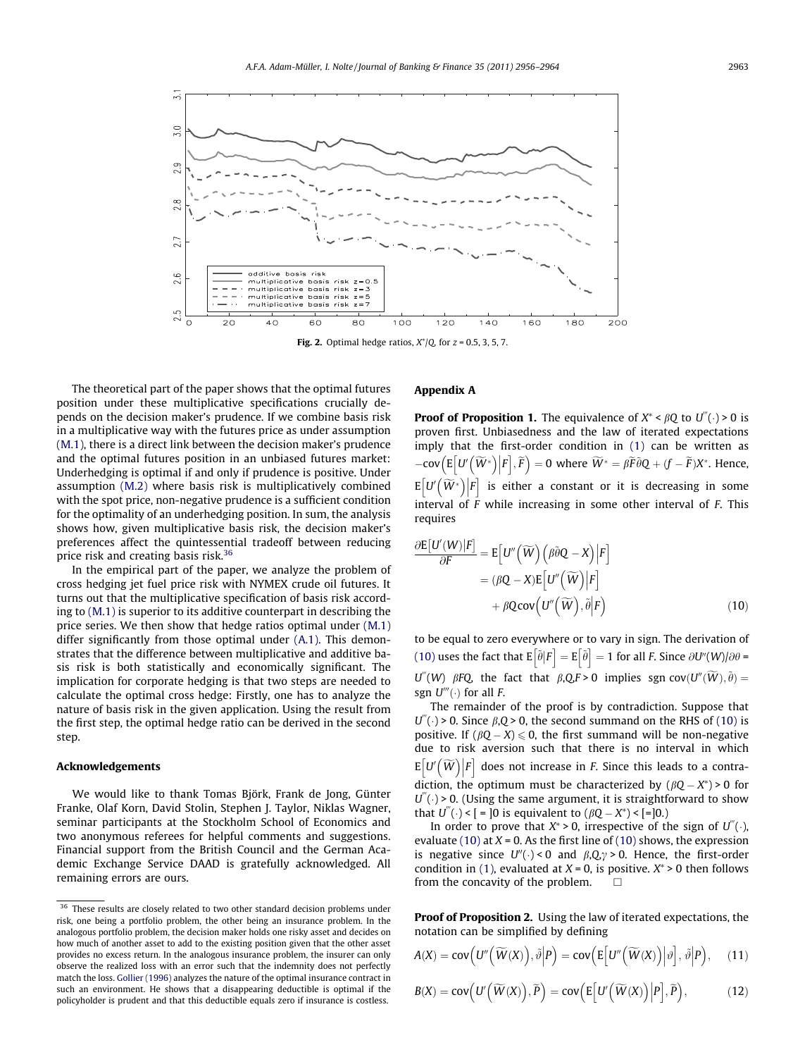Fig. 2. Optimal hedge ratios, $X^*/Q$, for $z$ = 0.5, 3, 5, 7.

The theoretical part of the paper shows that the optimal futures position under these multiplicative specifications crucially depends on the decision maker's prudence. If we combine basis risk in a multiplicative way with the futures price as under assumption (M.1), there is a direct link between the decision maker's prudence and the optimal futures position in an unbiased futures market: Underhedging is optimal if and only if prudence is positive. Under assumption (M.2) where basis risk is multiplicatively combined with the spot price, non-negative prudence is a sufficient condition for the optimality of an underhedging position. In sum, the analysis shows how, given multiplicative basis risk, the decision maker's preferences affect the quintessential tradeoff between reducing price risk and creating basis risk.[36]

In the empirical part of the paper, we analyze the problem of cross hedging jet fuel price risk with NYMEX crude oil futures. It turns out that the multiplicative specification of basis risk according to (M.1) is superior to its additive counterpart in describing the price series. We then show that hedge ratios optimal under (M.1) differ significantly from those optimal under (A.1). This demonstrates that the difference between multiplicative and additive basis risk is both statistically and economically significant. The implication for corporate hedging is that two steps are needed to calculate the optimal cross hedge: Firstly, one has to analyze the nature of basis risk in the given application. Using the result from the first step, the optimal hedge ratio can be derived in the second step.

## Acknowledgements

We would like to thank Tomas Björk, Frank de Jong, Günter Franke, Olaf Korn, David Stolin, Stephen J. Taylor, Niklas Wagner, seminar participants at the Stockholm School of Economics and two anonymous referees for helpful comments and suggestions. Financial support from the British Council and the German Academic Exchange Service DAAD is gratefully acknowledged. All remaining errors are ours.

[36] These results are closely related to two other standard decision problems under risk, one being a portfolio problem, the other being an insurance problem. In the analogous portfolio problem, the decision maker holds one risky asset and decides on how much of another asset to add to the existing position given that the other asset provides no excess return. In the analogous insurance problem, the insurer can only observe the realized loss with an error such that the indemnity does not perfectly match the loss. Gollier (1996) analyzes the nature of the optimal insurance contract in such an environment. He shows that a disappearing deductible is optimal if the policyholder is prudent and that this deductible equals zero if insurance is costless.

## Appendix A

**Proof of Proposition 1.** The equivalence of $X^* < \beta Q$ to $U'''(\cdot) > 0$ is proven first. Unbiasedness and the law of iterated expectations imply that the first-order condition in (1) can be written as $-\mathrm{cov}\left(\mathrm{E}\left[U'\left(\widetilde{W}^*\right)\middle|F\right],\widetilde{F}\right) = 0$ where $\widetilde{W}^* = \beta\widetilde{F}\tilde{\theta}Q + (f-\widetilde{F})X^*$. Hence, $\mathrm{E}\left[U'\left(\widetilde{W}^*\right)\middle|F\right]$ is either a constant or it is decreasing in some interval of $F$ while increasing in some other interval of $F$. This requires

$$\begin{aligned}\frac{\partial \mathrm{E}\left[U'(W)|F\right]}{\partial F} &= \mathrm{E}\left[U''\left(\widetilde{W}\right)\left(\beta\tilde{\theta}Q - X\right)\middle|F\right] \\ &= (\beta Q - X)\mathrm{E}\left[U''\left(\widetilde{W}\right)\middle|F\right] \\ &\quad + \beta Q\,\mathrm{cov}\left(U''\left(\widetilde{W}\right),\tilde{\theta}\middle|F\right) \qquad (10)\end{aligned}$$

to be equal to zero everywhere or to vary in sign. The derivation of (10) uses the fact that $\mathrm{E}\left[\tilde{\theta}\middle|F\right] = \mathrm{E}\left[\tilde{\theta}\right] = 1$ for all $F$. Since $\partial U''(W)/\partial\theta = U'''(W)\ \beta FQ$, the fact that $\beta,Q,F > 0$ implies $\mathrm{sgn}\ \mathrm{cov}(U''(\widetilde{W}),\tilde{\theta}) = \mathrm{sgn}\ U'''(\cdot)$ for all $F$.

The remainder of the proof is by contradiction. Suppose that $U'''(\cdot) > 0$. Since $\beta,Q > 0$, the second summand on the RHS of (10) is positive. If $(\beta Q - X) \leqslant 0$, the first summand will be non-negative due to risk aversion such that there is no interval in which $\mathrm{E}\left[U'\left(\widetilde{W}\right)\middle|F\right]$ does not increase in $F$. Since this leads to a contradiction, the optimum must be characterized by $(\beta Q - X^*) > 0$ for $U'''(\cdot) > 0$. (Using the same argument, it is straightforward to show that $U'''(\cdot) < [=]0$ is equivalent to $(\beta Q - X^*) < [=]0$.)

In order to prove that $X^* > 0$, irrespective of the sign of $U'''(\cdot)$, evaluate (10) at $X = 0$. As the first line of (10) shows, the expression is negative since $U''(\cdot) < 0$ and $\beta,Q,\gamma > 0$. Hence, the first-order condition in (1), evaluated at $X = 0$, is positive. $X^* > 0$ then follows from the concavity of the problem. □

**Proof of Proposition 2.** Using the law of iterated expectations, the notation can be simplified by defining

$$A(X) = \mathrm{cov}\left(U''\left(\widetilde{W}(X)\right),\tilde{\vartheta}\middle|P\right) = \mathrm{cov}\left(\mathrm{E}\left[U''\left(\widetilde{W}(X)\right)\middle|\vartheta\right],\tilde{\vartheta}\middle|P\right), \qquad (11)$$

$$B(X) = \mathrm{cov}\left(U'\left(\widetilde{W}(X)\right),\widetilde{P}\right) = \mathrm{cov}\left(\mathrm{E}\left[U'\left(\widetilde{W}(X)\right)\middle|P\right],\widetilde{P}\right), \qquad (12)$$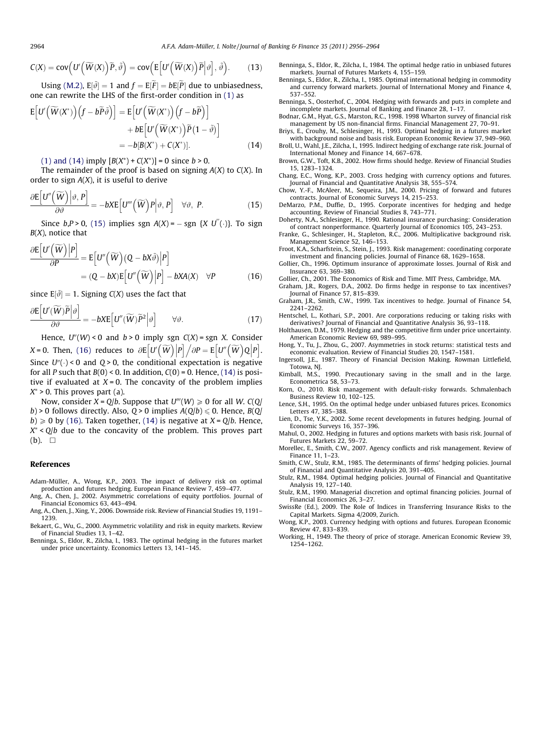$$C(X) = \text{cov}\Big(U'\Big(\widetilde{W}(X)\Big)\widetilde{P}, \tilde{\vartheta}\Big) = \text{cov}\Big(\text{E}\Big[U'\Big(\widetilde{W}(X)\Big)\widetilde{P}\Big|\vartheta\Big], \tilde{\vartheta}\Big). \tag{13}$$

Using (M.2), $\text{E}[\tilde{\vartheta}] = 1$ and $f = \text{E}[\widetilde{F}] = b\text{E}[\widetilde{P}]$ due to unbiasedness, one can rewrite the LHS of the first-order condition in (1) as

$$\begin{aligned}
\text{E}\Big[U'\Big(\widetilde{W}(X^*)\Big)\Big(f - b\widetilde{P}\tilde{\vartheta}\Big)\Big] &= \text{E}\Big[U'\Big(\widetilde{W}(X^*)\Big)\Big(f - b\widetilde{P}\Big)\Big] \\
&\quad + b\text{E}\Big[U'\Big(\widetilde{W}(X^*)\Big)\widetilde{P}\big(1 - \tilde{\vartheta}\big)\Big] \\
&= -b[B(X^*) + C(X^*)].
\end{aligned} \tag{14}$$

(1) and (14) imply $[B(X^*) + C(X^*)] = 0$ since $b > 0$.

The remainder of the proof is based on signing $A(X)$ to $C(X)$. In order to sign $A(X)$, it is useful to derive

$$\frac{\partial \text{E}\Big[U''\Big(\widetilde{W}\Big)\Big|\vartheta, P\Big]}{\partial \vartheta} = -bX\text{E}\Big[U'''\Big(\widetilde{W}\Big)P\Big|\vartheta, P\Big] \quad \forall \vartheta,\ P. \tag{15}$$

Since $b,P > 0$, (15) implies sgn $A(X) = -$ sgn $\{X\ U'''(\cdot)\}$. To sign $B(X)$, notice that

$$\begin{aligned}
\frac{\partial \text{E}\Big[U'\Big(\widetilde{W}\Big)\Big|P\Big]}{\partial P} &= \text{E}\Big[U''\Big(\widetilde{W}\Big)\big(Q - bX\tilde{\vartheta}\big)\Big|P\Big] \\
&= (Q - bX)\text{E}\Big[U''\Big(\widetilde{W}\Big)\Big|P\Big] - bXA(X) \quad \forall P
\end{aligned} \tag{16}$$

since $\text{E}[\tilde{\vartheta}] = 1$. Signing $C(X)$ uses the fact that

$$\frac{\partial \text{E}\Big[U'(\widetilde{W})\widetilde{P}\Big|\vartheta\Big]}{\partial \vartheta} = -bX\text{E}\Big[U''(\widetilde{W})\widetilde{P}^2\Big|\vartheta\Big] \qquad \forall \vartheta. \tag{17}$$

Hence, $U''(W) < 0$ and $b > 0$ imply sgn $C(X) =$ sgn $X$. Consider $X = 0$. Then, (16) reduces to $\partial \text{E}\Big[U'\Big(\widetilde{W}\Big)\Big|P\Big]\Big/\partial P = \text{E}\Big[U''\Big(\widetilde{W}\Big)Q\Big|P\Big]$. Since $U''(\cdot) < 0$ and $Q > 0$, the conditional expectation is negative for all $P$ such that $B(0) < 0$. In addition, $C(0) = 0$. Hence, (14) is positive if evaluated at $X = 0$. The concavity of the problem implies $X^* > 0$. This proves part (a).

Now, consider $X = Q/b$. Suppose that $U'''(W) \geqslant 0$ for all $W$. $C(Q/b) > 0$ follows directly. Also, $Q > 0$ implies $A(Q/b) \leqslant 0$. Hence, $B(Q/b) \geqslant 0$ by (16). Taken together, (14) is negative at $X = Q/b$. Hence, $X^* < Q/b$ due to the concavity of the problem. This proves part (b). $\square$

## References

Adam-Müller, A., Wong, K.P., 2003. The impact of delivery risk on optimal production and futures hedging. European Finance Review 7, 459–477.

Ang, A., Chen, J., 2002. Asymmetric correlations of equity portfolios. Journal of Financial Economics 63, 443–494.

Ang, A., Chen, J., Xing, Y., 2006. Downside risk. Review of Financial Studies 19, 1191–1239.

Bekaert, G., Wu, G., 2000. Asymmetric volatility and risk in equity markets. Review of Financial Studies 13, 1–42.

Benninga, S., Eldor, R., Zilcha, I., 1983. The optimal hedging in the futures market under price uncertainty. Economics Letters 13, 141–145.

Benninga, S., Eldor, R., Zilcha, I., 1984. The optimal hedge ratio in unbiased futures markets. Journal of Futures Markets 4, 155–159.

Benninga, S., Eldor, R., Zilcha, I., 1985. Optimal international hedging in commodity and currency forward markets. Journal of International Money and Finance 4, 537–552.

Benninga, S., Oosterhof, C., 2004. Hedging with forwards and puts in complete and incomplete markets. Journal of Banking and Finance 28, 1–17.

Bodnar, G.M., Hyat, G.S., Marston, R.C., 1998. 1998 Wharton survey of financial risk management by US non-financial firms. Financial Management 27, 70–91.

Briys, E., Crouhy, M., Schlesinger, H., 1993. Optimal hedging in a futures market with background noise and basis risk. European Economic Review 37, 949–960.

Broll, U., Wahl, J.E., Zilcha, I., 1995. Indirect hedging of exchange rate risk. Journal of International Money and Finance 14, 667–678.

Brown, G.W., Toft, K.B., 2002. How firms should hedge. Review of Financial Studies 15, 1283–1324.

Chang, E.C., Wong, K.P., 2003. Cross hedging with currency options and futures. Journal of Financial and Quantitative Analysis 38, 555–574.

Chow, Y.-F., McAleer, M., Sequeira, J.M., 2000. Pricing of forward and futures contracts. Journal of Economic Surveys 14, 215–253.

DeMarzo, P.M., Duffie, D., 1995. Corporate incentives for hedging and hedge accounting. Review of Financial Studies 8, 743–771.

Doherty, N.A., Schlesinger, H., 1990. Rational insurance purchasing: Consideration of contract nonperformance. Quarterly Journal of Economics 105, 243–253.

Franke, G., Schlesinger, H., Stapleton, R.C., 2006. Multiplicative background risk. Management Science 52, 146–153.

Froot, K.A., Scharfstein, S., Stein, J., 1993. Risk management: coordinating corporate investment and financing policies. Journal of Finance 68, 1629–1658.

Gollier, Ch., 1996. Optimum insurance of approximate losses. Journal of Risk and Insurance 63, 369–380.

Gollier, Ch., 2001. The Economics of Risk and Time. MIT Press, Cambridge, MA.

Graham, J.R., Rogers, D.A., 2002. Do firms hedge in response to tax incentives? Journal of Finance 57, 815–839.

Graham, J.R., Smith, C.W., 1999. Tax incentives to hedge. Journal of Finance 54, 2241–2262.

Hentschel, L., Kothari, S.P., 2001. Are corporations reducing or taking risks with derivatives? Journal of Financial and Quantitative Analysis 36, 93–118.

Holthausen, D.M., 1979. Hedging and the competitive firm under price uncertainty. American Economic Review 69, 989–995.

Hong, Y., Tu, J., Zhou, G., 2007. Asymmetries in stock returns: statistical tests and economic evaluation. Review of Financial Studies 20, 1547–1581.

Ingersoll, J.E., 1987. Theory of Financial Decision Making. Rowman Littlefield, Totowa, NJ.

Kimball, M.S., 1990. Precautionary saving in the small and in the large. Econometrica 58, 53–73.

Korn, O., 2010. Risk management with default-risky forwards. Schmalenbach Business Review 10, 102–125.

Lence, S.H., 1995. On the optimal hedge under unbiased futures prices. Economics Letters 47, 385–388.

Lien, D., Tse, Y.K., 2002. Some recent developments in futures hedging. Journal of Economic Surveys 16, 357–396.

Mahul, O., 2002. Hedging in futures and options markets with basis risk. Journal of Futures Markets 22, 59–72.

Morellec, E., Smith, C.W., 2007. Agency conflicts and risk management. Review of Finance 11, 1–23.

Smith, C.W., Stulz, R.M., 1985. The determinants of firms' hedging policies. Journal of Financial and Quantitative Analysis 20, 391–405.

Stulz, R.M., 1984. Optimal hedging policies. Journal of Financial and Quantitative Analysis 19, 127–140.

Stulz, R.M., 1990. Managerial discretion and optimal financing policies. Journal of Financial Economics 26, 3–27.

SwissRe (Ed.), 2009. The Role of Indices in Transferring Insurance Risks to the Capital Markets. Sigma 4/2009, Zurich.

Wong, K.P., 2003. Currency hedging with options and futures. European Economic Review 47, 833–839.

Working, H., 1949. The theory of price of storage. American Economic Review 39, 1254–1262.